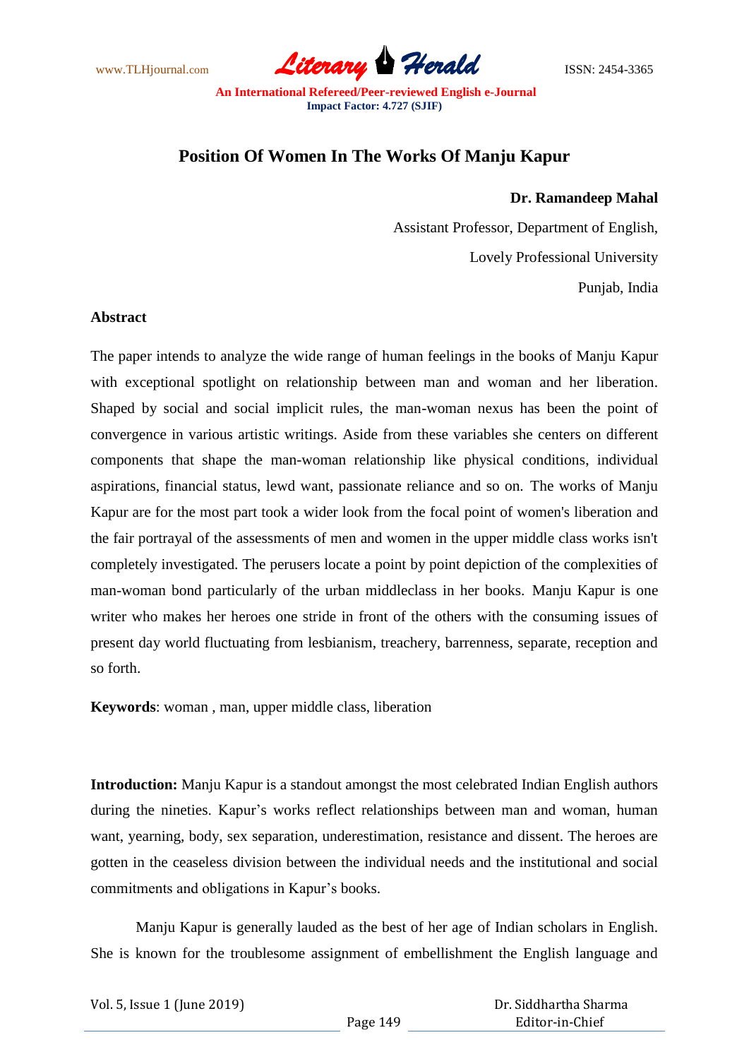# Position Of Women In The Works Of Manju Kapur

**Dr. Ramandeep Mahal**

Assistant Professor, Department of English,

Lovely Professional University

Punjab, India

## Abstract

The paper intends to analyze the wide range of human feelings in the books of Manju Kapur with exceptional spotlight on relationship between man and woman and her liberation. Shaped by social and social implicit rules, the man-woman nexus has been the point of convergence in various artistic writings. Aside from these variables she centers on different components that shape the man-woman relationship like physical conditions, individual aspirations, financial status, lewd want, passionate reliance and so on. The works of Manju Kapur are for the most part took a wider look from the focal point of women's liberation and the fair portrayal of the assessments of men and women in the upper middle class works isn't completely investigated. The perusers locate a point by point depiction of the complexities of man-woman bond particularly of the urban middleclass in her books. Manju Kapur is one writer who makes her heroes one stride in front of the others with the consuming issues of present day world fluctuating from lesbianism, treachery, barrenness, separate, reception and so forth.

**Keywords**: woman , man, upper middle class, liberation

**Introduction:** Manju Kapur is a standout amongst the most celebrated Indian English authors during the nineties. Kapur's works reflect relationships between man and woman, human want, yearning, body, sex separation, underestimation, resistance and dissent. The heroes are gotten in the ceaseless division between the individual needs and the institutional and social commitments and obligations in Kapur's books.

Manju Kapur is generally lauded as the best of her age of Indian scholars in English. She is known for the troublesome assignment of embellishment the English language and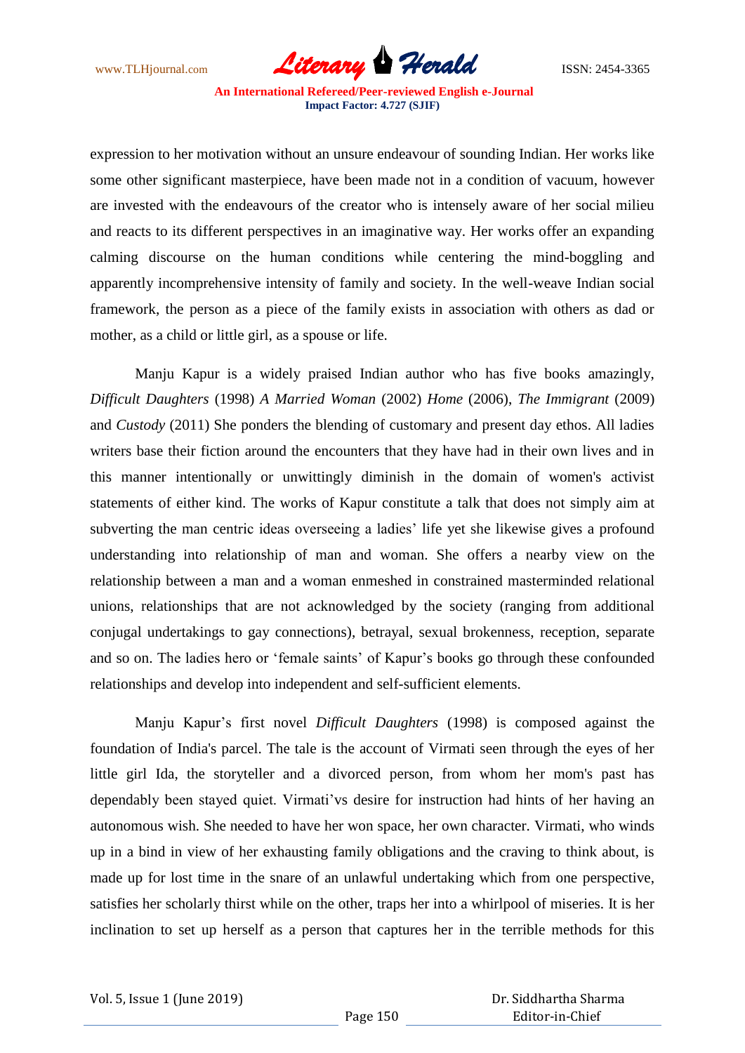expression to her motivation without an unsure endeavour of sounding Indian. Her works like some other significant masterpiece, have been made not in a condition of vacuum, however are invested with the endeavours of the creator who is intensely aware of her social milieu and reacts to its different perspectives in an imaginative way. Her works offer an expanding calming discourse on the human conditions while centering the mind-boggling and apparently incomprehensive intensity of family and society. In the well-weave Indian social framework, the person as a piece of the family exists in association with others as dad or mother, as a child or little girl, as a spouse or life.

Manju Kapur is a widely praised Indian author who has five books amazingly, *Difficult Daughters* (1998) *A Married Woman* (2002) *Home* (2006), *The Immigrant* (2009) and *Custody* (2011) She ponders the blending of customary and present day ethos. All ladies writers base their fiction around the encounters that they have had in their own lives and in this manner intentionally or unwittingly diminish in the domain of women's activist statements of either kind. The works of Kapur constitute a talk that does not simply aim at subverting the man centric ideas overseeing a ladies' life yet she likewise gives a profound understanding into relationship of man and woman. She offers a nearby view on the relationship between a man and a woman enmeshed in constrained masterminded relational unions, relationships that are not acknowledged by the society (ranging from additional conjugal undertakings to gay connections), betrayal, sexual brokenness, reception, separate and so on. The ladies hero or 'female saints' of Kapur's books go through these confounded relationships and develop into independent and self-sufficient elements.

Manju Kapur's first novel *Difficult Daughters* (1998) is composed against the foundation of India's parcel. The tale is the account of Virmati seen through the eyes of her little girl Ida, the storyteller and a divorced person, from whom her mom's past has dependably been stayed quiet. Virmati'vs desire for instruction had hints of her having an autonomous wish. She needed to have her won space, her own character. Virmati, who winds up in a bind in view of her exhausting family obligations and the craving to think about, is made up for lost time in the snare of an unlawful undertaking which from one perspective, satisfies her scholarly thirst while on the other, traps her into a whirlpool of miseries. It is her inclination to set up herself as a person that captures her in the terrible methods for this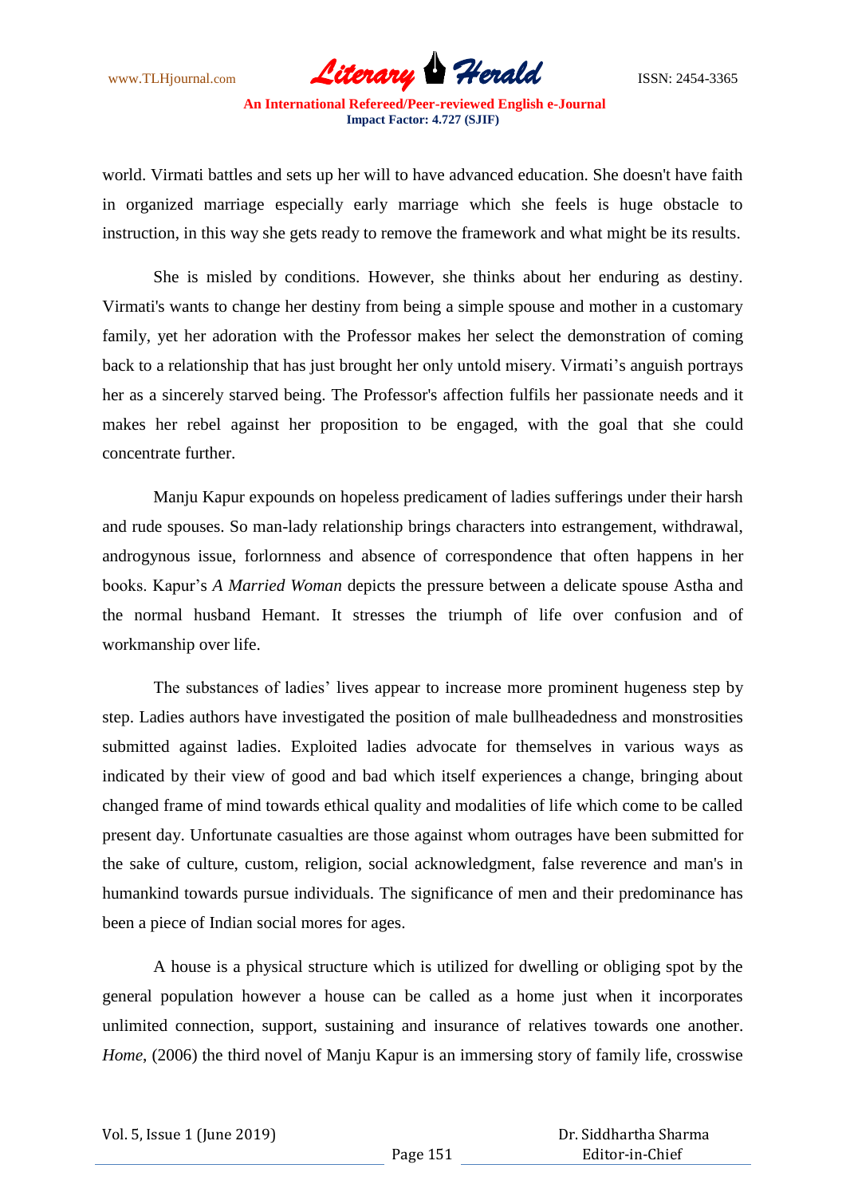world. Virmati battles and sets up her will to have advanced education. She doesn't have faith in organized marriage especially early marriage which she feels is huge obstacle to instruction, in this way she gets ready to remove the framework and what might be its results.

She is misled by conditions. However, she thinks about her enduring as destiny. Virmati's wants to change her destiny from being a simple spouse and mother in a customary family, yet her adoration with the Professor makes her select the demonstration of coming back to a relationship that has just brought her only untold misery. Virmati's anguish portrays her as a sincerely starved being. The Professor's affection fulfils her passionate needs and it makes her rebel against her proposition to be engaged, with the goal that she could concentrate further.

Manju Kapur expounds on hopeless predicament of ladies sufferings under their harsh and rude spouses. So man-lady relationship brings characters into estrangement, withdrawal, androgynous issue, forlornness and absence of correspondence that often happens in her books. Kapur's *A Married Woman* depicts the pressure between a delicate spouse Astha and the normal husband Hemant. It stresses the triumph of life over confusion and of workmanship over life.

The substances of ladies' lives appear to increase more prominent hugeness step by step. Ladies authors have investigated the position of male bullheadedness and monstrosities submitted against ladies. Exploited ladies advocate for themselves in various ways as indicated by their view of good and bad which itself experiences a change, bringing about changed frame of mind towards ethical quality and modalities of life which come to be called present day. Unfortunate casualties are those against whom outrages have been submitted for the sake of culture, custom, religion, social acknowledgment, false reverence and man's in humankind towards pursue individuals. The significance of men and their predominance has been a piece of Indian social mores for ages.

A house is a physical structure which is utilized for dwelling or obliging spot by the general population however a house can be called as a home just when it incorporates unlimited connection, support, sustaining and insurance of relatives towards one another. *Home*, (2006) the third novel of Manju Kapur is an immersing story of family life, crosswise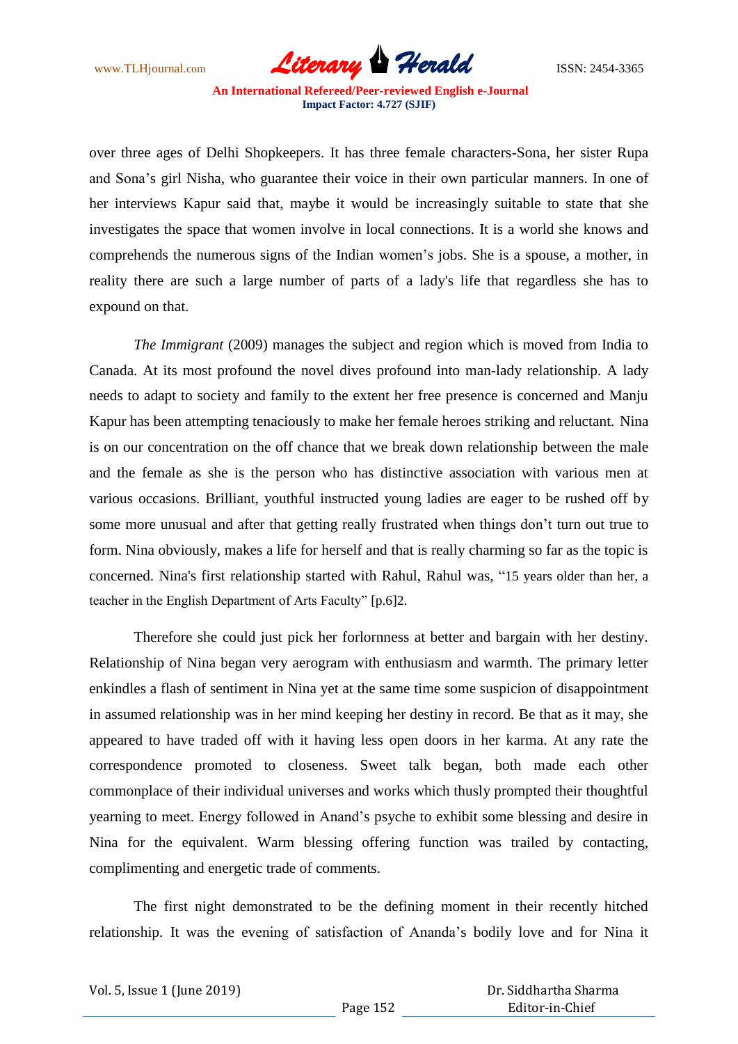over three ages of Delhi Shopkeepers. It has three female characters-Sona, her sister Rupa and Sona's girl Nisha, who guarantee their voice in their own particular manners. In one of her interviews Kapur said that, maybe it would be increasingly suitable to state that she investigates the space that women involve in local connections. It is a world she knows and comprehends the numerous signs of the Indian women's jobs. She is a spouse, a mother, in reality there are such a large number of parts of a lady's life that regardless she has to expound on that.

*The Immigrant* (2009) manages the subject and region which is moved from India to Canada. At its most profound the novel dives profound into man-lady relationship. A lady needs to adapt to society and family to the extent her free presence is concerned and Manju Kapur has been attempting tenaciously to make her female heroes striking and reluctant. Nina is on our concentration on the off chance that we break down relationship between the male and the female as she is the person who has distinctive association with various men at various occasions. Brilliant, youthful instructed young ladies are eager to be rushed off by some more unusual and after that getting really frustrated when things don't turn out true to form. Nina obviously, makes a life for herself and that is really charming so far as the topic is concerned. Nina's first relationship started with Rahul, Rahul was, "15 years older than her, a teacher in the English Department of Arts Faculty" [p.6]2.

Therefore she could just pick her forlornness at better and bargain with her destiny. Relationship of Nina began very aerogram with enthusiasm and warmth. The primary letter enkindles a flash of sentiment in Nina yet at the same time some suspicion of disappointment in assumed relationship was in her mind keeping her destiny in record. Be that as it may, she appeared to have traded off with it having less open doors in her karma. At any rate the correspondence promoted to closeness. Sweet talk began, both made each other commonplace of their individual universes and works which thusly prompted their thoughtful yearning to meet. Energy followed in Anand's psyche to exhibit some blessing and desire in Nina for the equivalent. Warm blessing offering function was trailed by contacting, complimenting and energetic trade of comments.

The first night demonstrated to be the defining moment in their recently hitched relationship. It was the evening of satisfaction of Ananda's bodily love and for Nina it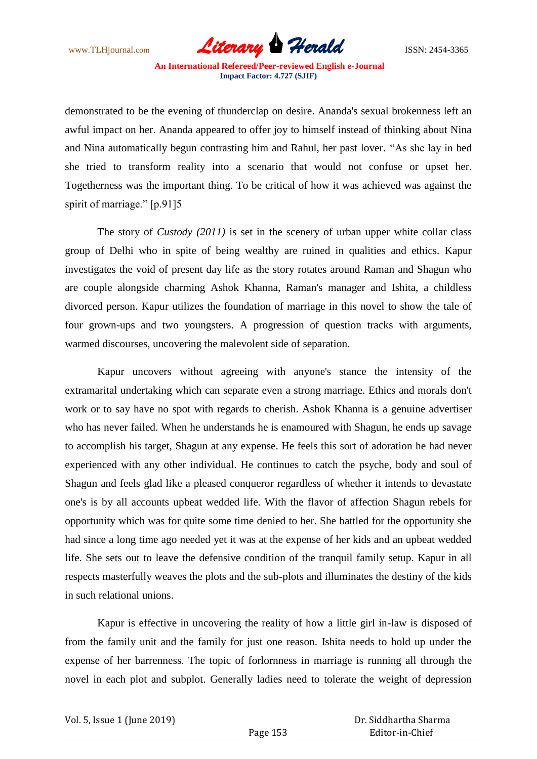demonstrated to be the evening of thunderclap on desire. Ananda's sexual brokenness left an awful impact on her. Ananda appeared to offer joy to himself instead of thinking about Nina and Nina automatically begun contrasting him and Rahul, her past lover. "As she lay in bed she tried to transform reality into a scenario that would not confuse or upset her. Togetherness was the important thing. To be critical of how it was achieved was against the spirit of marriage." [p.91]5

The story of *Custody (2011)* is set in the scenery of urban upper white collar class group of Delhi who in spite of being wealthy are ruined in qualities and ethics. Kapur investigates the void of present day life as the story rotates around Raman and Shagun who are couple alongside charming Ashok Khanna, Raman's manager and Ishita, a childless divorced person. Kapur utilizes the foundation of marriage in this novel to show the tale of four grown-ups and two youngsters. A progression of question tracks with arguments, warmed discourses, uncovering the malevolent side of separation.

Kapur uncovers without agreeing with anyone's stance the intensity of the extramarital undertaking which can separate even a strong marriage. Ethics and morals don't work or to say have no spot with regards to cherish. Ashok Khanna is a genuine advertiser who has never failed. When he understands he is enamoured with Shagun, he ends up savage to accomplish his target, Shagun at any expense. He feels this sort of adoration he had never experienced with any other individual. He continues to catch the psyche, body and soul of Shagun and feels glad like a pleased conqueror regardless of whether it intends to devastate one's is by all accounts upbeat wedded life. With the flavor of affection Shagun rebels for opportunity which was for quite some time denied to her. She battled for the opportunity she had since a long time ago needed yet it was at the expense of her kids and an upbeat wedded life. She sets out to leave the defensive condition of the tranquil family setup. Kapur in all respects masterfully weaves the plots and the sub-plots and illuminates the destiny of the kids in such relational unions.

Kapur is effective in uncovering the reality of how a little girl in-law is disposed of from the family unit and the family for just one reason. Ishita needs to hold up under the expense of her barrenness. The topic of forlornness in marriage is running all through the novel in each plot and subplot. Generally ladies need to tolerate the weight of depression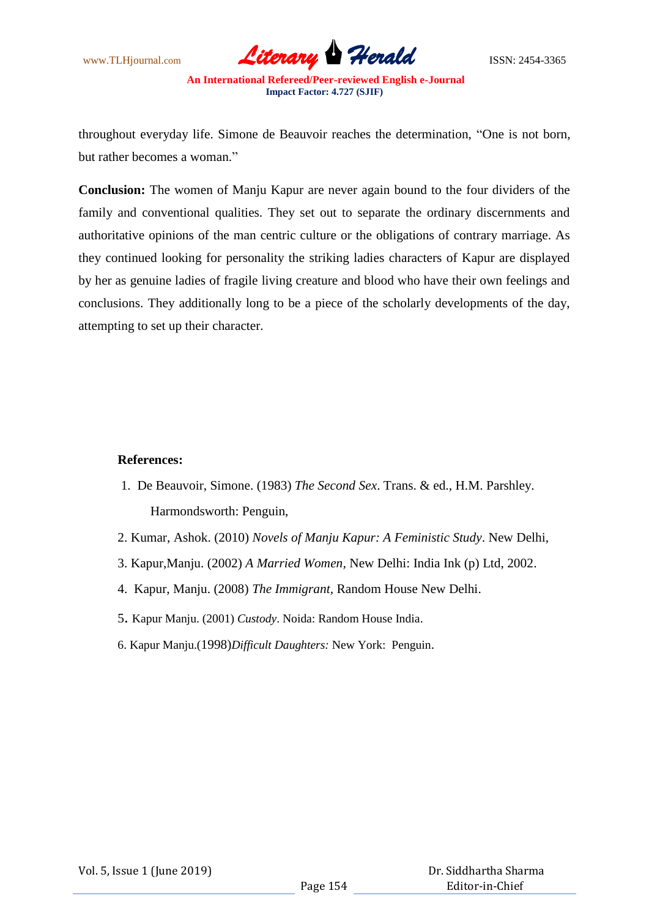throughout everyday life. Simone de Beauvoir reaches the determination, "One is not born, but rather becomes a woman."

**Conclusion:** The women of Manju Kapur are never again bound to the four dividers of the family and conventional qualities. They set out to separate the ordinary discernments and authoritative opinions of the man centric culture or the obligations of contrary marriage. As they continued looking for personality the striking ladies characters of Kapur are displayed by her as genuine ladies of fragile living creature and blood who have their own feelings and conclusions. They additionally long to be a piece of the scholarly developments of the day, attempting to set up their character.

**References:**

1. De Beauvoir, Simone. (1983) *The Second Sex*. Trans. & ed., H.M. Parshley. Harmondsworth: Penguin,
2. Kumar, Ashok. (2010) *Novels of Manju Kapur: A Feministic Study*. New Delhi,
3. Kapur,Manju. (2002) *A Married Women,* New Delhi: India Ink (p) Ltd, 2002.
4. Kapur, Manju. (2008) *The Immigrant*, Random House New Delhi.
5. Kapur Manju. (2001) *Custody*. Noida: Random House India.
6. Kapur Manju.(1998)*Difficult Daughters:* New York: Penguin.